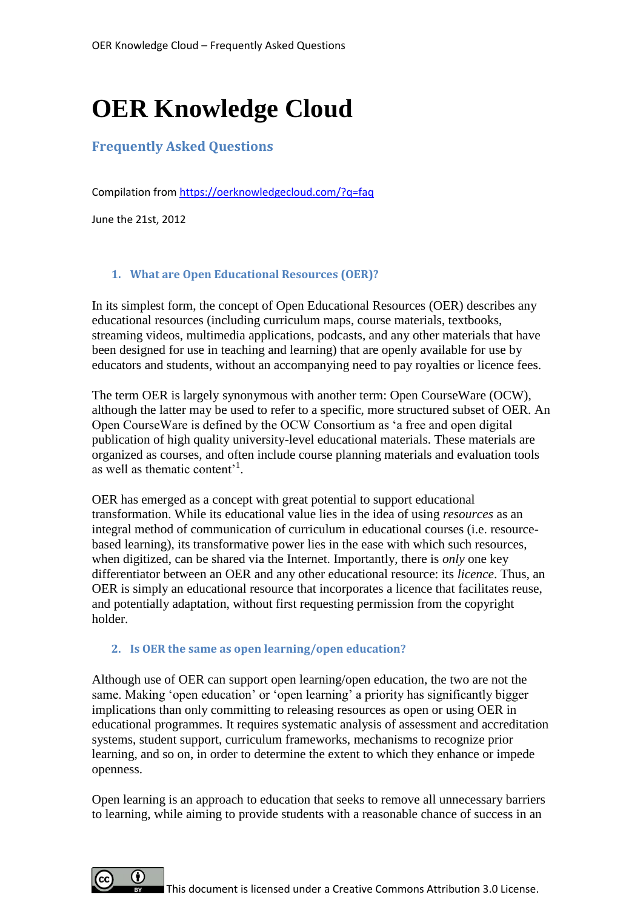# OER Knowledge Cloud

## Frequently Asked Questions

Compilation from https://oerknowledgecloud.com/?q=faq

June the 21st, 2012

### 1. What are Open Educational Resources (OER)?

In its simplest form, the concept of Open Educational Resources (OER) describes any educational resources (including curriculum maps, course materials, textbooks, streaming videos, multimedia applications, podcasts, and any other materials that have been designed for use in teaching and learning) that are openly available for use by educators and students, without an accompanying need to pay royalties or licence fees.

The term OER is largely synonymous with another term: Open CourseWare (OCW), although the latter may be used to refer to a specific, more structured subset of OER. An Open CourseWare is defined by the OCW Consortium as 'a free and open digital publication of high quality university-level educational materials. These materials are organized as courses, and often include course planning materials and evaluation tools as well as thematic content'[1].

OER has emerged as a concept with great potential to support educational transformation. While its educational value lies in the idea of using *resources* as an integral method of communication of curriculum in educational courses (i.e. resource-based learning), its transformative power lies in the ease with which such resources, when digitized, can be shared via the Internet. Importantly, there is *only* one key differentiator between an OER and any other educational resource: its *licence*. Thus, an OER is simply an educational resource that incorporates a licence that facilitates reuse, and potentially adaptation, without first requesting permission from the copyright holder.

### 2. Is OER the same as open learning/open education?

Although use of OER can support open learning/open education, the two are not the same. Making 'open education' or 'open learning' a priority has significantly bigger implications than only committing to releasing resources as open or using OER in educational programmes. It requires systematic analysis of assessment and accreditation systems, student support, curriculum frameworks, mechanisms to recognize prior learning, and so on, in order to determine the extent to which they enhance or impede openness.

Open learning is an approach to education that seeks to remove all unnecessary barriers to learning, while aiming to provide students with a reasonable chance of success in an

This document is licensed under a Creative Commons Attribution 3.0 License.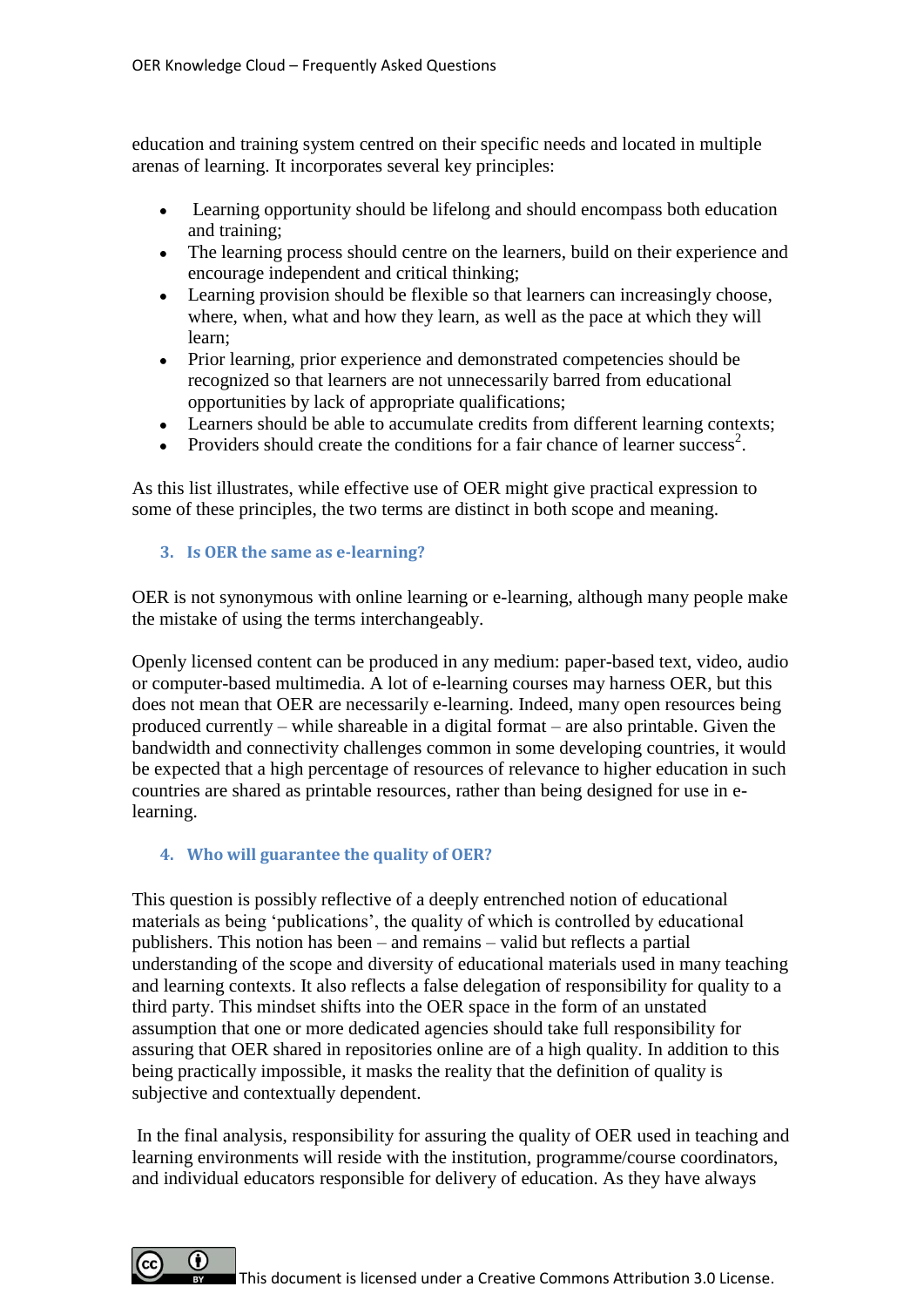education and training system centred on their specific needs and located in multiple arenas of learning. It incorporates several key principles:

- Learning opportunity should be lifelong and should encompass both education and training;
- The learning process should centre on the learners, build on their experience and encourage independent and critical thinking;
- Learning provision should be flexible so that learners can increasingly choose, where, when, what and how they learn, as well as the pace at which they will learn;
- Prior learning, prior experience and demonstrated competencies should be recognized so that learners are not unnecessarily barred from educational opportunities by lack of appropriate qualifications;
- Learners should be able to accumulate credits from different learning contexts;
- Providers should create the conditions for a fair chance of learner success[2].

As this list illustrates, while effective use of OER might give practical expression to some of these principles, the two terms are distinct in both scope and meaning.

### 3. Is OER the same as e-learning?

OER is not synonymous with online learning or e-learning, although many people make the mistake of using the terms interchangeably.

Openly licensed content can be produced in any medium: paper-based text, video, audio or computer-based multimedia. A lot of e-learning courses may harness OER, but this does not mean that OER are necessarily e-learning. Indeed, many open resources being produced currently – while shareable in a digital format – are also printable. Given the bandwidth and connectivity challenges common in some developing countries, it would be expected that a high percentage of resources of relevance to higher education in such countries are shared as printable resources, rather than being designed for use in e-learning.

### 4. Who will guarantee the quality of OER?

This question is possibly reflective of a deeply entrenched notion of educational materials as being 'publications', the quality of which is controlled by educational publishers. This notion has been – and remains – valid but reflects a partial understanding of the scope and diversity of educational materials used in many teaching and learning contexts. It also reflects a false delegation of responsibility for quality to a third party. This mindset shifts into the OER space in the form of an unstated assumption that one or more dedicated agencies should take full responsibility for assuring that OER shared in repositories online are of a high quality. In addition to this being practically impossible, it masks the reality that the definition of quality is subjective and contextually dependent.

In the final analysis, responsibility for assuring the quality of OER used in teaching and learning environments will reside with the institution, programme/course coordinators, and individual educators responsible for delivery of education. As they have always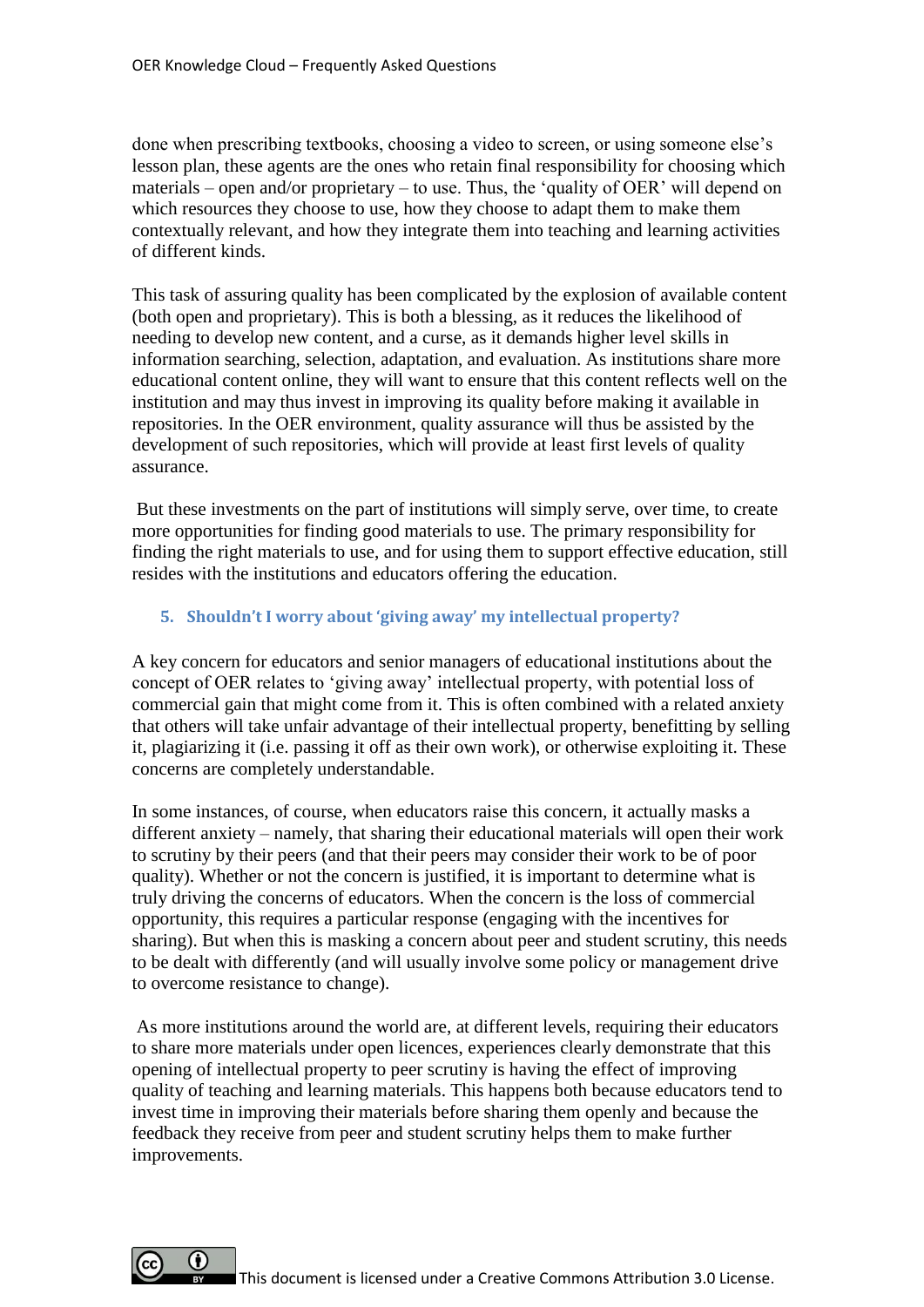done when prescribing textbooks, choosing a video to screen, or using someone else's lesson plan, these agents are the ones who retain final responsibility for choosing which materials – open and/or proprietary – to use. Thus, the 'quality of OER' will depend on which resources they choose to use, how they choose to adapt them to make them contextually relevant, and how they integrate them into teaching and learning activities of different kinds.

This task of assuring quality has been complicated by the explosion of available content (both open and proprietary). This is both a blessing, as it reduces the likelihood of needing to develop new content, and a curse, as it demands higher level skills in information searching, selection, adaptation, and evaluation. As institutions share more educational content online, they will want to ensure that this content reflects well on the institution and may thus invest in improving its quality before making it available in repositories. In the OER environment, quality assurance will thus be assisted by the development of such repositories, which will provide at least first levels of quality assurance.

But these investments on the part of institutions will simply serve, over time, to create more opportunities for finding good materials to use. The primary responsibility for finding the right materials to use, and for using them to support effective education, still resides with the institutions and educators offering the education.

### 5. Shouldn't I worry about 'giving away' my intellectual property?

A key concern for educators and senior managers of educational institutions about the concept of OER relates to 'giving away' intellectual property, with potential loss of commercial gain that might come from it. This is often combined with a related anxiety that others will take unfair advantage of their intellectual property, benefitting by selling it, plagiarizing it (i.e. passing it off as their own work), or otherwise exploiting it. These concerns are completely understandable.

In some instances, of course, when educators raise this concern, it actually masks a different anxiety – namely, that sharing their educational materials will open their work to scrutiny by their peers (and that their peers may consider their work to be of poor quality). Whether or not the concern is justified, it is important to determine what is truly driving the concerns of educators. When the concern is the loss of commercial opportunity, this requires a particular response (engaging with the incentives for sharing). But when this is masking a concern about peer and student scrutiny, this needs to be dealt with differently (and will usually involve some policy or management drive to overcome resistance to change).

As more institutions around the world are, at different levels, requiring their educators to share more materials under open licences, experiences clearly demonstrate that this opening of intellectual property to peer scrutiny is having the effect of improving quality of teaching and learning materials. This happens both because educators tend to invest time in improving their materials before sharing them openly and because the feedback they receive from peer and student scrutiny helps them to make further improvements.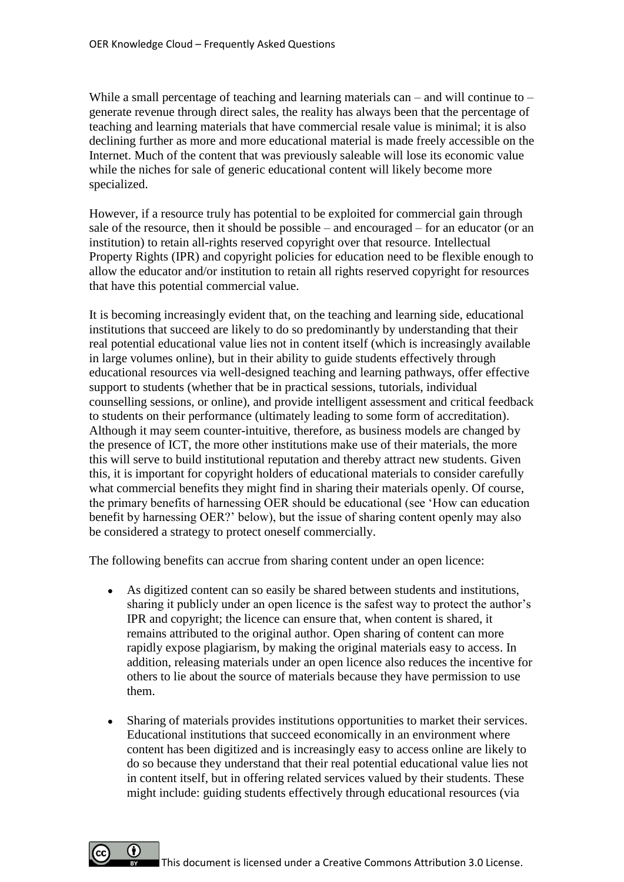While a small percentage of teaching and learning materials can – and will continue to – generate revenue through direct sales, the reality has always been that the percentage of teaching and learning materials that have commercial resale value is minimal; it is also declining further as more and more educational material is made freely accessible on the Internet. Much of the content that was previously saleable will lose its economic value while the niches for sale of generic educational content will likely become more specialized.

However, if a resource truly has potential to be exploited for commercial gain through sale of the resource, then it should be possible – and encouraged – for an educator (or an institution) to retain all-rights reserved copyright over that resource. Intellectual Property Rights (IPR) and copyright policies for education need to be flexible enough to allow the educator and/or institution to retain all rights reserved copyright for resources that have this potential commercial value.

It is becoming increasingly evident that, on the teaching and learning side, educational institutions that succeed are likely to do so predominantly by understanding that their real potential educational value lies not in content itself (which is increasingly available in large volumes online), but in their ability to guide students effectively through educational resources via well-designed teaching and learning pathways, offer effective support to students (whether that be in practical sessions, tutorials, individual counselling sessions, or online), and provide intelligent assessment and critical feedback to students on their performance (ultimately leading to some form of accreditation). Although it may seem counter-intuitive, therefore, as business models are changed by the presence of ICT, the more other institutions make use of their materials, the more this will serve to build institutional reputation and thereby attract new students. Given this, it is important for copyright holders of educational materials to consider carefully what commercial benefits they might find in sharing their materials openly. Of course, the primary benefits of harnessing OER should be educational (see 'How can education benefit by harnessing OER?' below), but the issue of sharing content openly may also be considered a strategy to protect oneself commercially.

The following benefits can accrue from sharing content under an open licence:

- As digitized content can so easily be shared between students and institutions, sharing it publicly under an open licence is the safest way to protect the author's IPR and copyright; the licence can ensure that, when content is shared, it remains attributed to the original author. Open sharing of content can more rapidly expose plagiarism, by making the original materials easy to access. In addition, releasing materials under an open licence also reduces the incentive for others to lie about the source of materials because they have permission to use them.

- Sharing of materials provides institutions opportunities to market their services. Educational institutions that succeed economically in an environment where content has been digitized and is increasingly easy to access online are likely to do so because they understand that their real potential educational value lies not in content itself, but in offering related services valued by their students. These might include: guiding students effectively through educational resources (via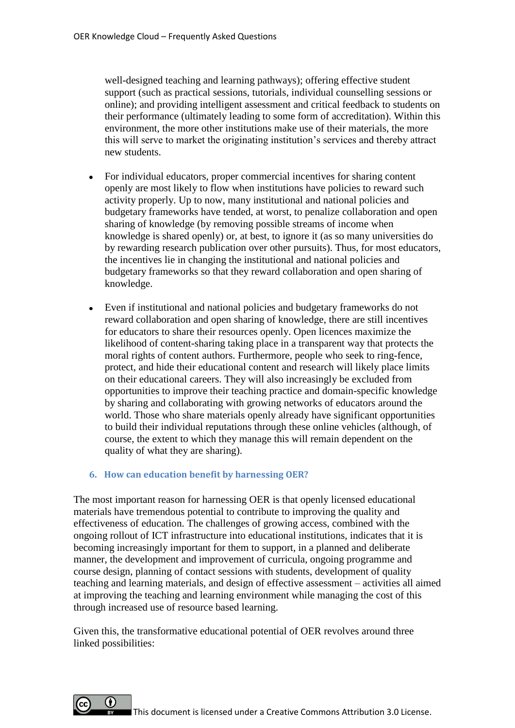well-designed teaching and learning pathways); offering effective student support (such as practical sessions, tutorials, individual counselling sessions or online); and providing intelligent assessment and critical feedback to students on their performance (ultimately leading to some form of accreditation). Within this environment, the more other institutions make use of their materials, the more this will serve to market the originating institution's services and thereby attract new students.

- For individual educators, proper commercial incentives for sharing content openly are most likely to flow when institutions have policies to reward such activity properly. Up to now, many institutional and national policies and budgetary frameworks have tended, at worst, to penalize collaboration and open sharing of knowledge (by removing possible streams of income when knowledge is shared openly) or, at best, to ignore it (as so many universities do by rewarding research publication over other pursuits). Thus, for most educators, the incentives lie in changing the institutional and national policies and budgetary frameworks so that they reward collaboration and open sharing of knowledge.

- Even if institutional and national policies and budgetary frameworks do not reward collaboration and open sharing of knowledge, there are still incentives for educators to share their resources openly. Open licences maximize the likelihood of content-sharing taking place in a transparent way that protects the moral rights of content authors. Furthermore, people who seek to ring-fence, protect, and hide their educational content and research will likely place limits on their educational careers. They will also increasingly be excluded from opportunities to improve their teaching practice and domain-specific knowledge by sharing and collaborating with growing networks of educators around the world. Those who share materials openly already have significant opportunities to build their individual reputations through these online vehicles (although, of course, the extent to which they manage this will remain dependent on the quality of what they are sharing).

## 6. How can education benefit by harnessing OER?

The most important reason for harnessing OER is that openly licensed educational materials have tremendous potential to contribute to improving the quality and effectiveness of education. The challenges of growing access, combined with the ongoing rollout of ICT infrastructure into educational institutions, indicates that it is becoming increasingly important for them to support, in a planned and deliberate manner, the development and improvement of curricula, ongoing programme and course design, planning of contact sessions with students, development of quality teaching and learning materials, and design of effective assessment – activities all aimed at improving the teaching and learning environment while managing the cost of this through increased use of resource based learning.

Given this, the transformative educational potential of OER revolves around three linked possibilities: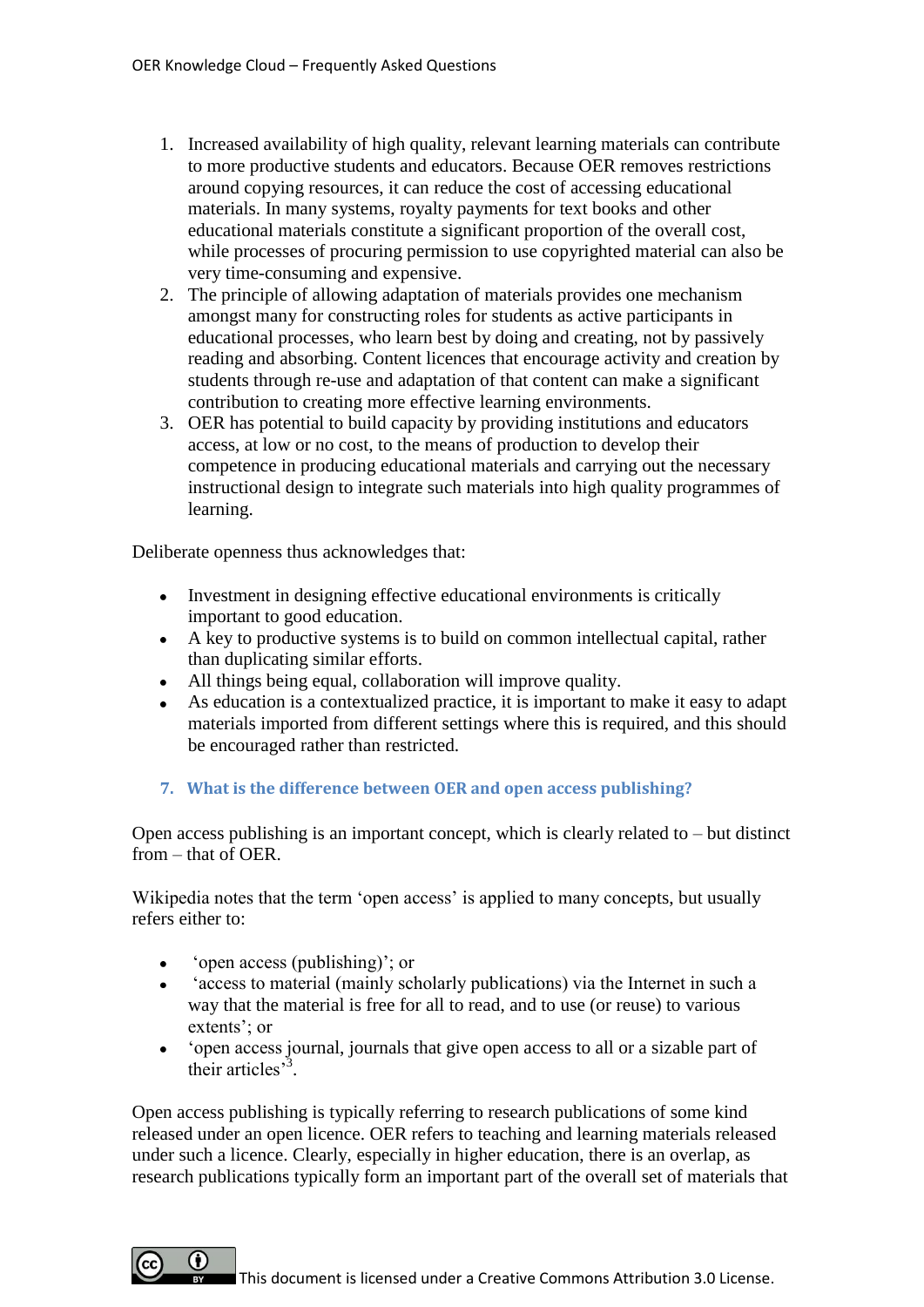1. Increased availability of high quality, relevant learning materials can contribute to more productive students and educators. Because OER removes restrictions around copying resources, it can reduce the cost of accessing educational materials. In many systems, royalty payments for text books and other educational materials constitute a significant proportion of the overall cost, while processes of procuring permission to use copyrighted material can also be very time-consuming and expensive.
2. The principle of allowing adaptation of materials provides one mechanism amongst many for constructing roles for students as active participants in educational processes, who learn best by doing and creating, not by passively reading and absorbing. Content licences that encourage activity and creation by students through re-use and adaptation of that content can make a significant contribution to creating more effective learning environments.
3. OER has potential to build capacity by providing institutions and educators access, at low or no cost, to the means of production to develop their competence in producing educational materials and carrying out the necessary instructional design to integrate such materials into high quality programmes of learning.

Deliberate openness thus acknowledges that:

- Investment in designing effective educational environments is critically important to good education.
- A key to productive systems is to build on common intellectual capital, rather than duplicating similar efforts.
- All things being equal, collaboration will improve quality.
- As education is a contextualized practice, it is important to make it easy to adapt materials imported from different settings where this is required, and this should be encouraged rather than restricted.

### 7. What is the difference between OER and open access publishing?

Open access publishing is an important concept, which is clearly related to – but distinct from – that of OER.

Wikipedia notes that the term 'open access' is applied to many concepts, but usually refers either to:

- 'open access (publishing)'; or
- 'access to material (mainly scholarly publications) via the Internet in such a way that the material is free for all to read, and to use (or reuse) to various extents'; or
- 'open access journal, journals that give open access to all or a sizable part of their articles'[3].

Open access publishing is typically referring to research publications of some kind released under an open licence. OER refers to teaching and learning materials released under such a licence. Clearly, especially in higher education, there is an overlap, as research publications typically form an important part of the overall set of materials that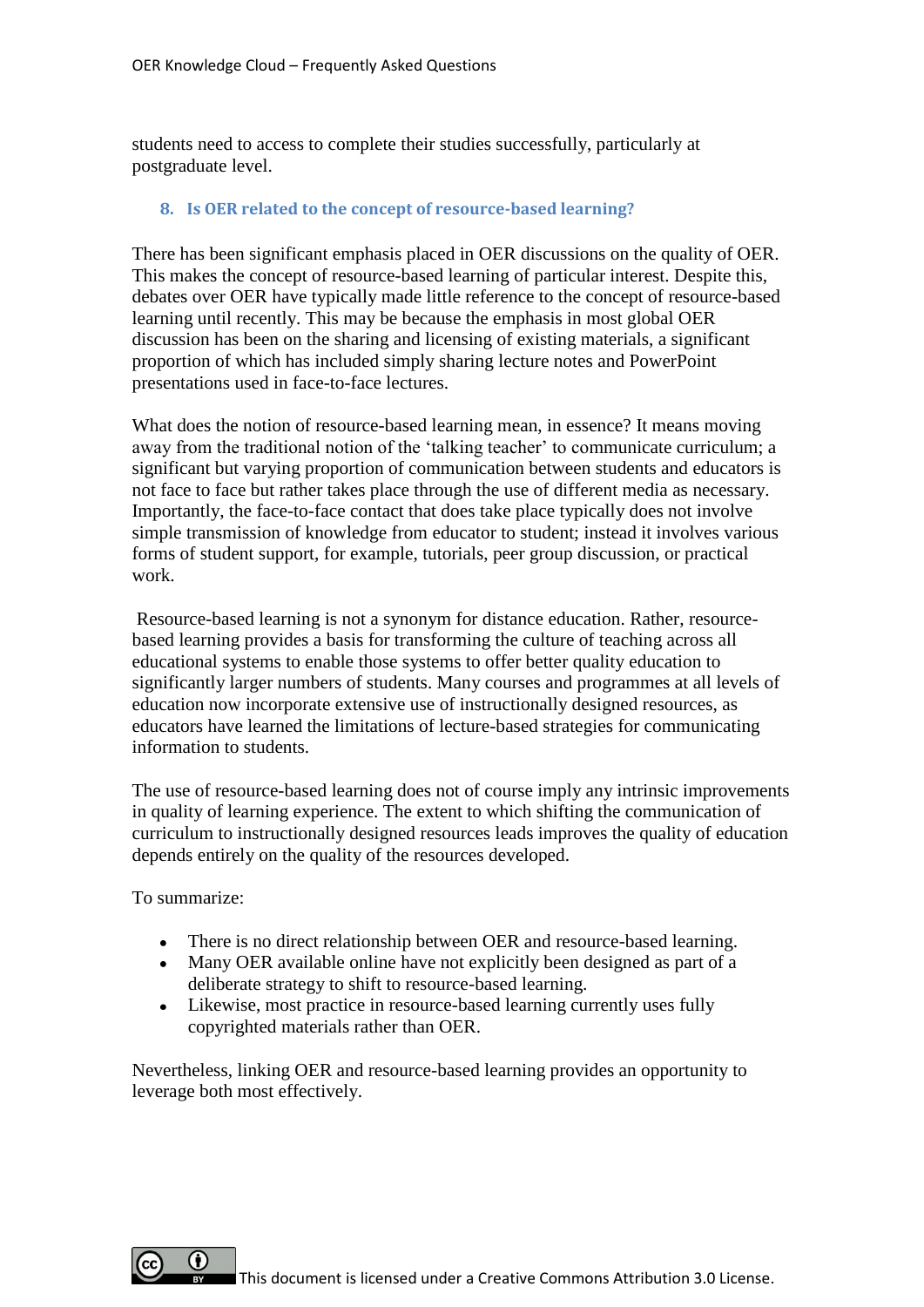students need to access to complete their studies successfully, particularly at postgraduate level.

## 8. Is OER related to the concept of resource-based learning?

There has been significant emphasis placed in OER discussions on the quality of OER. This makes the concept of resource-based learning of particular interest. Despite this, debates over OER have typically made little reference to the concept of resource-based learning until recently. This may be because the emphasis in most global OER discussion has been on the sharing and licensing of existing materials, a significant proportion of which has included simply sharing lecture notes and PowerPoint presentations used in face-to-face lectures.

What does the notion of resource-based learning mean, in essence? It means moving away from the traditional notion of the 'talking teacher' to communicate curriculum; a significant but varying proportion of communication between students and educators is not face to face but rather takes place through the use of different media as necessary. Importantly, the face-to-face contact that does take place typically does not involve simple transmission of knowledge from educator to student; instead it involves various forms of student support, for example, tutorials, peer group discussion, or practical work.

Resource-based learning is not a synonym for distance education. Rather, resource-based learning provides a basis for transforming the culture of teaching across all educational systems to enable those systems to offer better quality education to significantly larger numbers of students. Many courses and programmes at all levels of education now incorporate extensive use of instructionally designed resources, as educators have learned the limitations of lecture-based strategies for communicating information to students.

The use of resource-based learning does not of course imply any intrinsic improvements in quality of learning experience. The extent to which shifting the communication of curriculum to instructionally designed resources leads improves the quality of education depends entirely on the quality of the resources developed.

To summarize:

- There is no direct relationship between OER and resource-based learning.
- Many OER available online have not explicitly been designed as part of a deliberate strategy to shift to resource-based learning.
- Likewise, most practice in resource-based learning currently uses fully copyrighted materials rather than OER.

Nevertheless, linking OER and resource-based learning provides an opportunity to leverage both most effectively.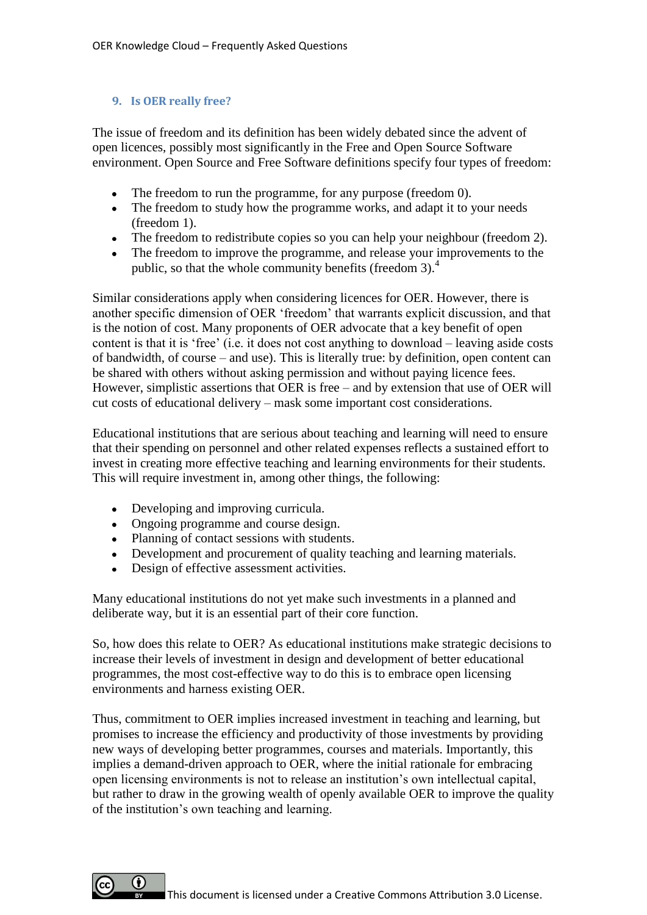## 9. Is OER really free?

The issue of freedom and its definition has been widely debated since the advent of open licences, possibly most significantly in the Free and Open Source Software environment. Open Source and Free Software definitions specify four types of freedom:

- The freedom to run the programme, for any purpose (freedom 0).
- The freedom to study how the programme works, and adapt it to your needs (freedom 1).
- The freedom to redistribute copies so you can help your neighbour (freedom 2).
- The freedom to improve the programme, and release your improvements to the public, so that the whole community benefits (freedom 3).[4]

Similar considerations apply when considering licences for OER. However, there is another specific dimension of OER 'freedom' that warrants explicit discussion, and that is the notion of cost. Many proponents of OER advocate that a key benefit of open content is that it is 'free' (i.e. it does not cost anything to download – leaving aside costs of bandwidth, of course – and use). This is literally true: by definition, open content can be shared with others without asking permission and without paying licence fees. However, simplistic assertions that OER is free – and by extension that use of OER will cut costs of educational delivery – mask some important cost considerations.

Educational institutions that are serious about teaching and learning will need to ensure that their spending on personnel and other related expenses reflects a sustained effort to invest in creating more effective teaching and learning environments for their students. This will require investment in, among other things, the following:

- Developing and improving curricula.
- Ongoing programme and course design.
- Planning of contact sessions with students.
- Development and procurement of quality teaching and learning materials.
- Design of effective assessment activities.

Many educational institutions do not yet make such investments in a planned and deliberate way, but it is an essential part of their core function.

So, how does this relate to OER? As educational institutions make strategic decisions to increase their levels of investment in design and development of better educational programmes, the most cost-effective way to do this is to embrace open licensing environments and harness existing OER.

Thus, commitment to OER implies increased investment in teaching and learning, but promises to increase the efficiency and productivity of those investments by providing new ways of developing better programmes, courses and materials. Importantly, this implies a demand-driven approach to OER, where the initial rationale for embracing open licensing environments is not to release an institution's own intellectual capital, but rather to draw in the growing wealth of openly available OER to improve the quality of the institution's own teaching and learning.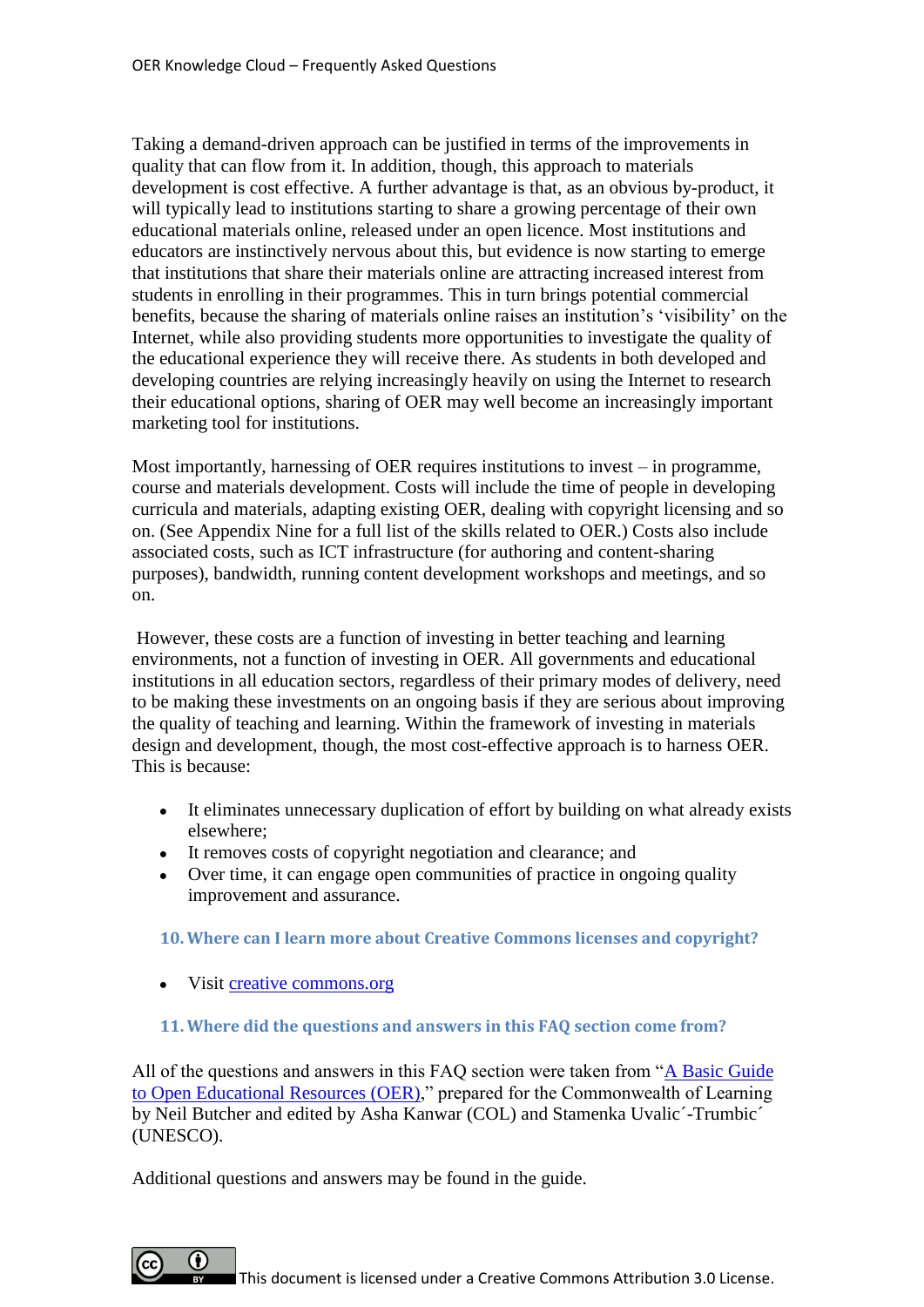Taking a demand-driven approach can be justified in terms of the improvements in quality that can flow from it. In addition, though, this approach to materials development is cost effective. A further advantage is that, as an obvious by-product, it will typically lead to institutions starting to share a growing percentage of their own educational materials online, released under an open licence. Most institutions and educators are instinctively nervous about this, but evidence is now starting to emerge that institutions that share their materials online are attracting increased interest from students in enrolling in their programmes. This in turn brings potential commercial benefits, because the sharing of materials online raises an institution's 'visibility' on the Internet, while also providing students more opportunities to investigate the quality of the educational experience they will receive there. As students in both developed and developing countries are relying increasingly heavily on using the Internet to research their educational options, sharing of OER may well become an increasingly important marketing tool for institutions.

Most importantly, harnessing of OER requires institutions to invest – in programme, course and materials development. Costs will include the time of people in developing curricula and materials, adapting existing OER, dealing with copyright licensing and so on. (See Appendix Nine for a full list of the skills related to OER.) Costs also include associated costs, such as ICT infrastructure (for authoring and content-sharing purposes), bandwidth, running content development workshops and meetings, and so on.

However, these costs are a function of investing in better teaching and learning environments, not a function of investing in OER. All governments and educational institutions in all education sectors, regardless of their primary modes of delivery, need to be making these investments on an ongoing basis if they are serious about improving the quality of teaching and learning. Within the framework of investing in materials design and development, though, the most cost-effective approach is to harness OER. This is because:

- It eliminates unnecessary duplication of effort by building on what already exists elsewhere;
- It removes costs of copyright negotiation and clearance; and
- Over time, it can engage open communities of practice in ongoing quality improvement and assurance.

### 10. Where can I learn more about Creative Commons licenses and copyright?

- Visit [creative commons.org](creative commons.org)

### 11. Where did the questions and answers in this FAQ section come from?

All of the questions and answers in this FAQ section were taken from "A Basic Guide to Open Educational Resources (OER)," prepared for the Commonwealth of Learning by Neil Butcher and edited by Asha Kanwar (COL) and Stamenka Uvalic´-Trumbic´ (UNESCO).

Additional questions and answers may be found in the guide.

This document is licensed under a Creative Commons Attribution 3.0 License.